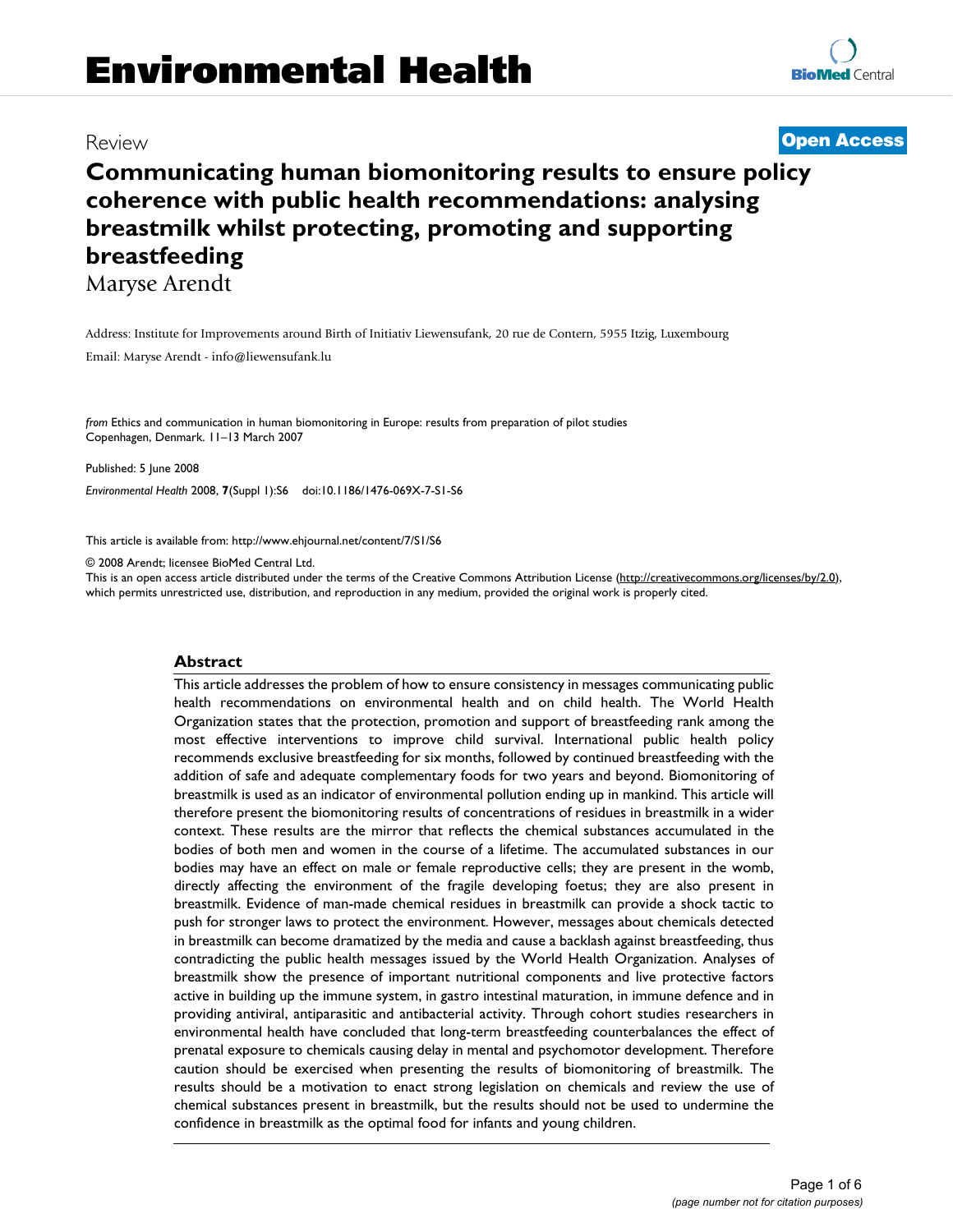# Environmental Health

Review

**Open Access**

# Communicating human biomonitoring results to ensure policy coherence with public health recommendations: analysing breastmilk whilst protecting, promoting and supporting breastfeeding

Maryse Arendt

Address: Institute for Improvements around Birth of Initiativ Liewensufank, 20 rue de Contern, 5955 Itzig, Luxembourg

Email: Maryse Arendt - info@liewensufank.lu

*from* Ethics and communication in human biomonitoring in Europe: results from preparation of pilot studies
Copenhagen, Denmark. 11–13 March 2007

Published: 5 June 2008

*Environmental Health* 2008, **7**(Suppl 1):S6 doi:10.1186/1476-069X-7-S1-S6

This article is available from: http://www.ehjournal.net/content/7/S1/S6

© 2008 Arendt; licensee BioMed Central Ltd.
This is an open access article distributed under the terms of the Creative Commons Attribution License (http://creativecommons.org/licenses/by/2.0), which permits unrestricted use, distribution, and reproduction in any medium, provided the original work is properly cited.

## Abstract

This article addresses the problem of how to ensure consistency in messages communicating public health recommendations on environmental health and on child health. The World Health Organization states that the protection, promotion and support of breastfeeding rank among the most effective interventions to improve child survival. International public health policy recommends exclusive breastfeeding for six months, followed by continued breastfeeding with the addition of safe and adequate complementary foods for two years and beyond. Biomonitoring of breastmilk is used as an indicator of environmental pollution ending up in mankind. This article will therefore present the biomonitoring results of concentrations of residues in breastmilk in a wider context. These results are the mirror that reflects the chemical substances accumulated in the bodies of both men and women in the course of a lifetime. The accumulated substances in our bodies may have an effect on male or female reproductive cells; they are present in the womb, directly affecting the environment of the fragile developing foetus; they are also present in breastmilk. Evidence of man-made chemical residues in breastmilk can provide a shock tactic to push for stronger laws to protect the environment. However, messages about chemicals detected in breastmilk can become dramatized by the media and cause a backlash against breastfeeding, thus contradicting the public health messages issued by the World Health Organization. Analyses of breastmilk show the presence of important nutritional components and live protective factors active in building up the immune system, in gastro intestinal maturation, in immune defence and in providing antiviral, antiparasitic and antibacterial activity. Through cohort studies researchers in environmental health have concluded that long-term breastfeeding counterbalances the effect of prenatal exposure to chemicals causing delay in mental and psychomotor development. Therefore caution should be exercised when presenting the results of biomonitoring of breastmilk. The results should be a motivation to enact strong legislation on chemicals and review the use of chemical substances present in breastmilk, but the results should not be used to undermine the confidence in breastmilk as the optimal food for infants and young children.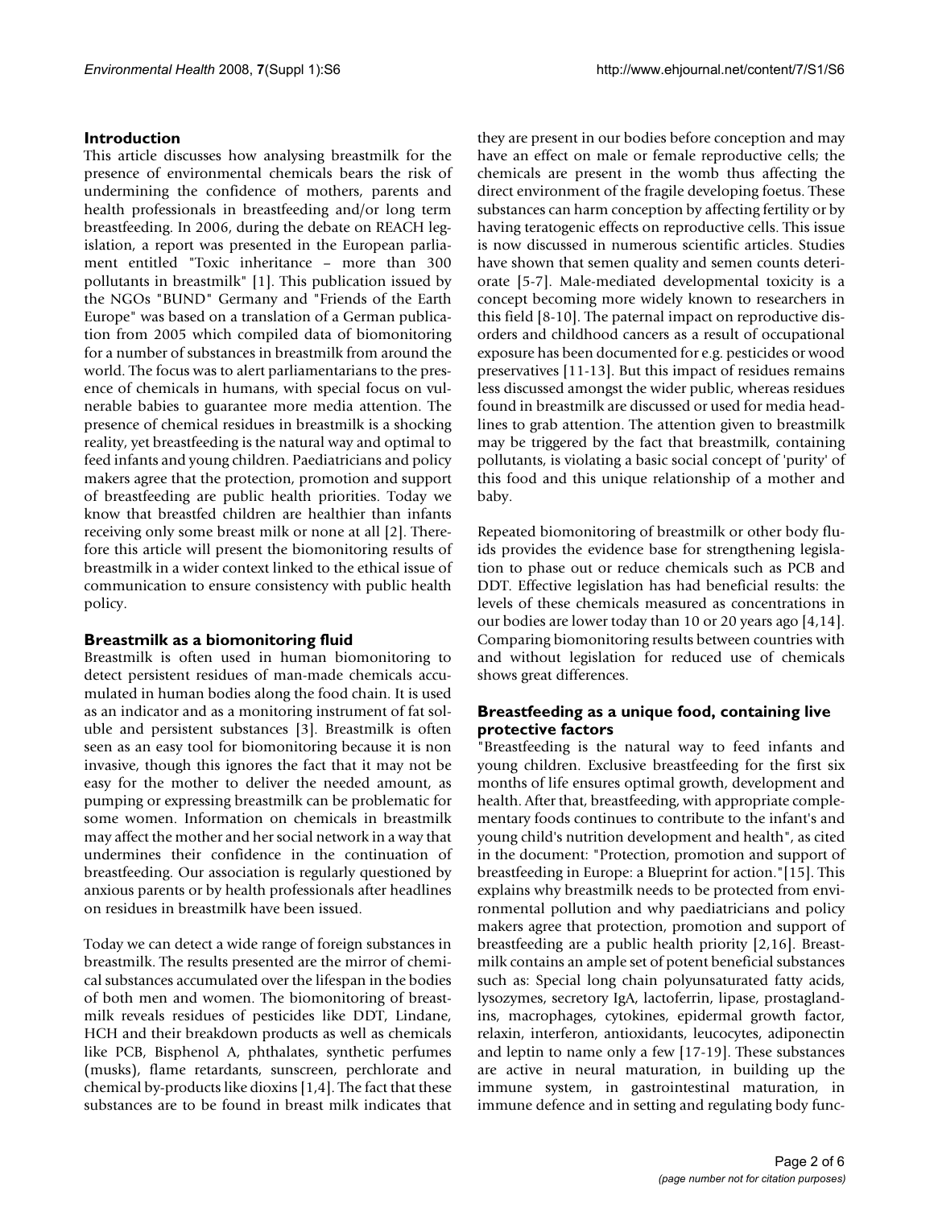## Introduction

This article discusses how analysing breastmilk for the presence of environmental chemicals bears the risk of undermining the confidence of mothers, parents and health professionals in breastfeeding and/or long term breastfeeding. In 2006, during the debate on REACH legislation, a report was presented in the European parliament entitled "Toxic inheritance – more than 300 pollutants in breastmilk" [1]. This publication issued by the NGOs "BUND" Germany and "Friends of the Earth Europe" was based on a translation of a German publication from 2005 which compiled data of biomonitoring for a number of substances in breastmilk from around the world. The focus was to alert parliamentarians to the presence of chemicals in humans, with special focus on vulnerable babies to guarantee more media attention. The presence of chemical residues in breastmilk is a shocking reality, yet breastfeeding is the natural way and optimal to feed infants and young children. Paediatricians and policy makers agree that the protection, promotion and support of breastfeeding are public health priorities. Today we know that breastfed children are healthier than infants receiving only some breast milk or none at all [2]. Therefore this article will present the biomonitoring results of breastmilk in a wider context linked to the ethical issue of communication to ensure consistency with public health policy.

## Breastmilk as a biomonitoring fluid

Breastmilk is often used in human biomonitoring to detect persistent residues of man-made chemicals accumulated in human bodies along the food chain. It is used as an indicator and as a monitoring instrument of fat soluble and persistent substances [3]. Breastmilk is often seen as an easy tool for biomonitoring because it is non invasive, though this ignores the fact that it may not be easy for the mother to deliver the needed amount, as pumping or expressing breastmilk can be problematic for some women. Information on chemicals in breastmilk may affect the mother and her social network in a way that undermines their confidence in the continuation of breastfeeding. Our association is regularly questioned by anxious parents or by health professionals after headlines on residues in breastmilk have been issued.

Today we can detect a wide range of foreign substances in breastmilk. The results presented are the mirror of chemical substances accumulated over the lifespan in the bodies of both men and women. The biomonitoring of breastmilk reveals residues of pesticides like DDT, Lindane, HCH and their breakdown products as well as chemicals like PCB, Bisphenol A, phthalates, synthetic perfumes (musks), flame retardants, sunscreen, perchlorate and chemical by-products like dioxins [1,4]. The fact that these substances are to be found in breast milk indicates that they are present in our bodies before conception and may have an effect on male or female reproductive cells; the chemicals are present in the womb thus affecting the direct environment of the fragile developing foetus. These substances can harm conception by affecting fertility or by having teratogenic effects on reproductive cells. This issue is now discussed in numerous scientific articles. Studies have shown that semen quality and semen counts deteriorate [5-7]. Male-mediated developmental toxicity is a concept becoming more widely known to researchers in this field [8-10]. The paternal impact on reproductive disorders and childhood cancers as a result of occupational exposure has been documented for e.g. pesticides or wood preservatives [11-13]. But this impact of residues remains less discussed amongst the wider public, whereas residues found in breastmilk are discussed or used for media headlines to grab attention. The attention given to breastmilk may be triggered by the fact that breastmilk, containing pollutants, is violating a basic social concept of 'purity' of this food and this unique relationship of a mother and baby.

Repeated biomonitoring of breastmilk or other body fluids provides the evidence base for strengthening legislation to phase out or reduce chemicals such as PCB and DDT. Effective legislation has had beneficial results: the levels of these chemicals measured as concentrations in our bodies are lower today than 10 or 20 years ago [4,14]. Comparing biomonitoring results between countries with and without legislation for reduced use of chemicals shows great differences.

## Breastfeeding as a unique food, containing live protective factors

"Breastfeeding is the natural way to feed infants and young children. Exclusive breastfeeding for the first six months of life ensures optimal growth, development and health. After that, breastfeeding, with appropriate complementary foods continues to contribute to the infant's and young child's nutrition development and health", as cited in the document: "Protection, promotion and support of breastfeeding in Europe: a Blueprint for action."[15]. This explains why breastmilk needs to be protected from environmental pollution and why paediatricians and policy makers agree that protection, promotion and support of breastfeeding are a public health priority [2,16]. Breastmilk contains an ample set of potent beneficial substances such as: Special long chain polyunsaturated fatty acids, lysozymes, secretory IgA, lactoferrin, lipase, prostaglandins, macrophages, cytokines, epidermal growth factor, relaxin, interferon, antioxidants, leucocytes, adiponectin and leptin to name only a few [17-19]. These substances are active in neural maturation, in building up the immune system, in gastrointestinal maturation, in immune defence and in setting and regulating body func-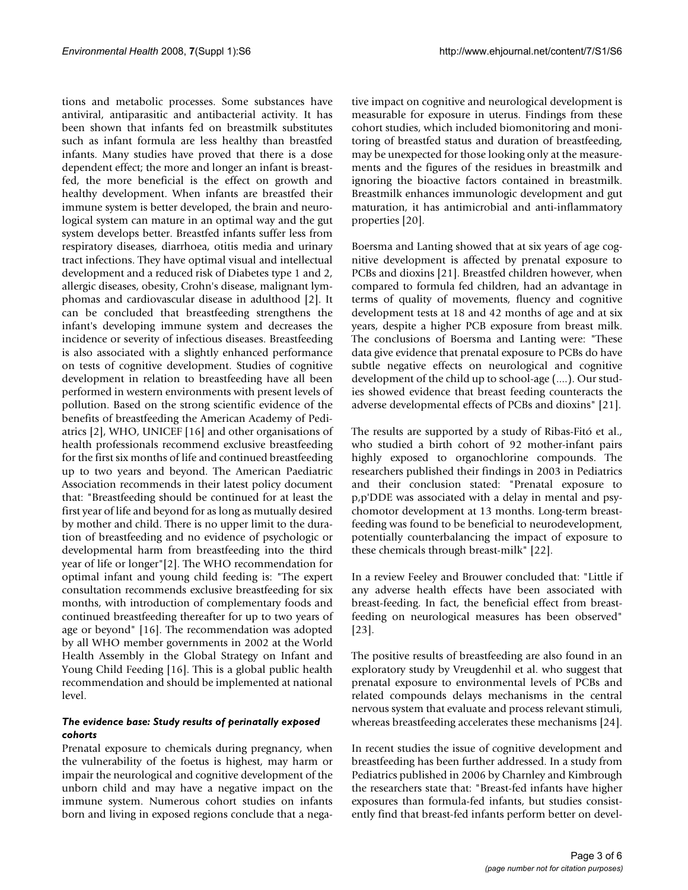tions and metabolic processes. Some substances have antiviral, antiparasitic and antibacterial activity. It has been shown that infants fed on breastmilk substitutes such as infant formula are less healthy than breastfed infants. Many studies have proved that there is a dose dependent effect; the more and longer an infant is breastfed, the more beneficial is the effect on growth and healthy development. When infants are breastfed their immune system is better developed, the brain and neurological system can mature in an optimal way and the gut system develops better. Breastfed infants suffer less from respiratory diseases, diarrhoea, otitis media and urinary tract infections. They have optimal visual and intellectual development and a reduced risk of Diabetes type 1 and 2, allergic diseases, obesity, Crohn's disease, malignant lymphomas and cardiovascular disease in adulthood [2]. It can be concluded that breastfeeding strengthens the infant's developing immune system and decreases the incidence or severity of infectious diseases. Breastfeeding is also associated with a slightly enhanced performance on tests of cognitive development. Studies of cognitive development in relation to breastfeeding have all been performed in western environments with present levels of pollution. Based on the strong scientific evidence of the benefits of breastfeeding the American Academy of Pediatrics [2], WHO, UNICEF [16] and other organisations of health professionals recommend exclusive breastfeeding for the first six months of life and continued breastfeeding up to two years and beyond. The American Paediatric Association recommends in their latest policy document that: "Breastfeeding should be continued for at least the first year of life and beyond for as long as mutually desired by mother and child. There is no upper limit to the duration of breastfeeding and no evidence of psychologic or developmental harm from breastfeeding into the third year of life or longer"[2]. The WHO recommendation for optimal infant and young child feeding is: "The expert consultation recommends exclusive breastfeeding for six months, with introduction of complementary foods and continued breastfeeding thereafter for up to two years of age or beyond" [16]. The recommendation was adopted by all WHO member governments in 2002 at the World Health Assembly in the Global Strategy on Infant and Young Child Feeding [16]. This is a global public health recommendation and should be implemented at national level.

### *The evidence base: Study results of perinatally exposed cohorts*

Prenatal exposure to chemicals during pregnancy, when the vulnerability of the foetus is highest, may harm or impair the neurological and cognitive development of the unborn child and may have a negative impact on the immune system. Numerous cohort studies on infants born and living in exposed regions conclude that a negative impact on cognitive and neurological development is measurable for exposure in uterus. Findings from these cohort studies, which included biomonitoring and monitoring of breastfed status and duration of breastfeeding, may be unexpected for those looking only at the measurements and the figures of the residues in breastmilk and ignoring the bioactive factors contained in breastmilk. Breastmilk enhances immunologic development and gut maturation, it has antimicrobial and anti-inflammatory properties [20].

Boersma and Lanting showed that at six years of age cognitive development is affected by prenatal exposure to PCBs and dioxins [21]. Breastfed children however, when compared to formula fed children, had an advantage in terms of quality of movements, fluency and cognitive development tests at 18 and 42 months of age and at six years, despite a higher PCB exposure from breast milk. The conclusions of Boersma and Lanting were: "These data give evidence that prenatal exposure to PCBs do have subtle negative effects on neurological and cognitive development of the child up to school-age (....). Our studies showed evidence that breast feeding counteracts the adverse developmental effects of PCBs and dioxins" [21].

The results are supported by a study of Ribas-Fitó et al., who studied a birth cohort of 92 mother-infant pairs highly exposed to organochlorine compounds. The researchers published their findings in 2003 in Pediatrics and their conclusion stated: "Prenatal exposure to p,p'DDE was associated with a delay in mental and psychomotor development at 13 months. Long-term breastfeeding was found to be beneficial to neurodevelopment, potentially counterbalancing the impact of exposure to these chemicals through breast-milk" [22].

In a review Feeley and Brouwer concluded that: "Little if any adverse health effects have been associated with breast-feeding. In fact, the beneficial effect from breastfeeding on neurological measures has been observed" [23].

The positive results of breastfeeding are also found in an exploratory study by Vreugdenhil et al. who suggest that prenatal exposure to environmental levels of PCBs and related compounds delays mechanisms in the central nervous system that evaluate and process relevant stimuli, whereas breastfeeding accelerates these mechanisms [24].

In recent studies the issue of cognitive development and breastfeeding has been further addressed. In a study from Pediatrics published in 2006 by Charnley and Kimbrough the researchers state that: "Breast-fed infants have higher exposures than formula-fed infants, but studies consistently find that breast-fed infants perform better on devel-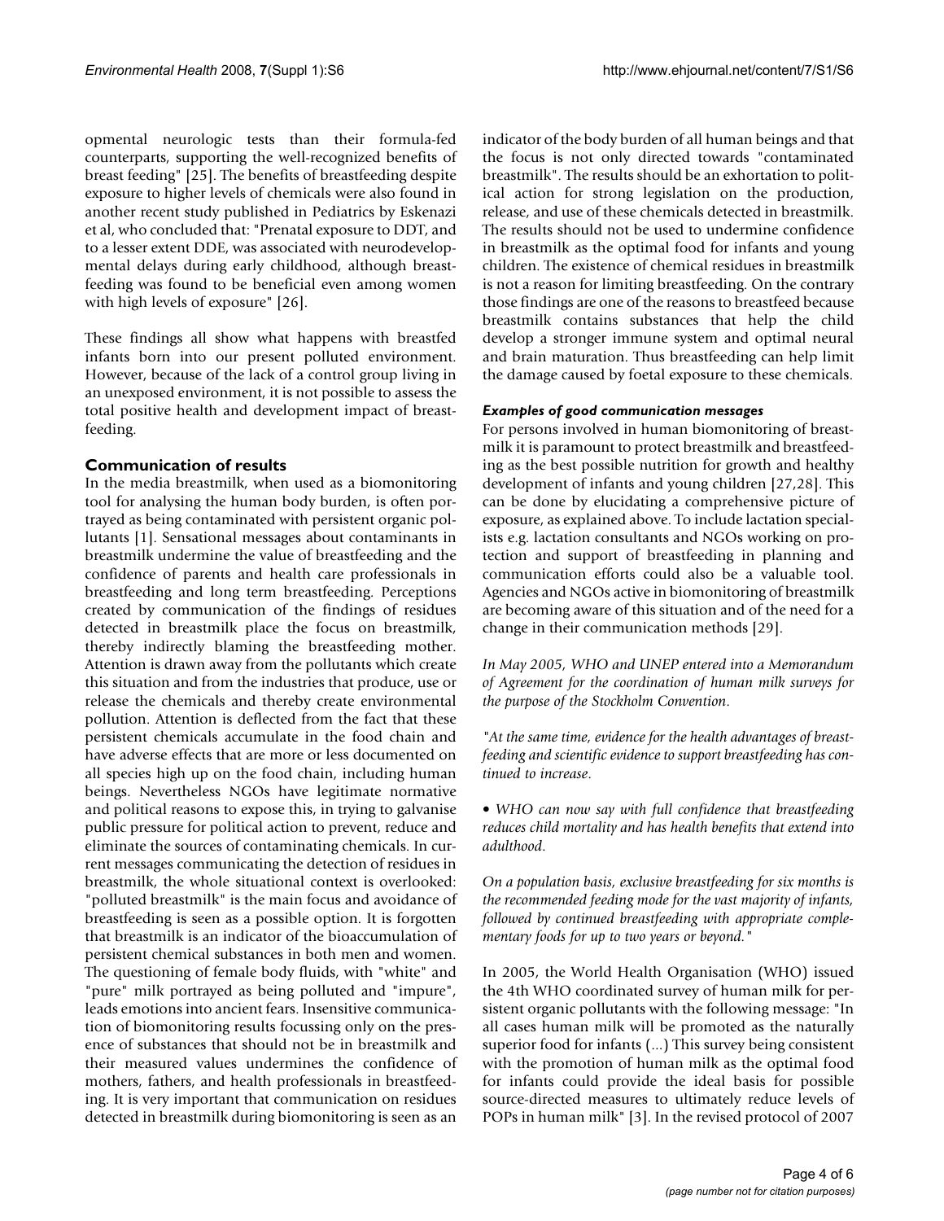opmental neurologic tests than their formula-fed counterparts, supporting the well-recognized benefits of breast feeding" [25]. The benefits of breastfeeding despite exposure to higher levels of chemicals were also found in another recent study published in Pediatrics by Eskenazi et al, who concluded that: "Prenatal exposure to DDT, and to a lesser extent DDE, was associated with neurodevelopmental delays during early childhood, although breastfeeding was found to be beneficial even among women with high levels of exposure" [26].

These findings all show what happens with breastfed infants born into our present polluted environment. However, because of the lack of a control group living in an unexposed environment, it is not possible to assess the total positive health and development impact of breastfeeding.

## Communication of results

In the media breastmilk, when used as a biomonitoring tool for analysing the human body burden, is often portrayed as being contaminated with persistent organic pollutants [1]. Sensational messages about contaminants in breastmilk undermine the value of breastfeeding and the confidence of parents and health care professionals in breastfeeding and long term breastfeeding. Perceptions created by communication of the findings of residues detected in breastmilk place the focus on breastmilk, thereby indirectly blaming the breastfeeding mother. Attention is drawn away from the pollutants which create this situation and from the industries that produce, use or release the chemicals and thereby create environmental pollution. Attention is deflected from the fact that these persistent chemicals accumulate in the food chain and have adverse effects that are more or less documented on all species high up on the food chain, including human beings. Nevertheless NGOs have legitimate normative and political reasons to expose this, in trying to galvanise public pressure for political action to prevent, reduce and eliminate the sources of contaminating chemicals. In current messages communicating the detection of residues in breastmilk, the whole situational context is overlooked: "polluted breastmilk" is the main focus and avoidance of breastfeeding is seen as a possible option. It is forgotten that breastmilk is an indicator of the bioaccumulation of persistent chemical substances in both men and women. The questioning of female body fluids, with "white" and "pure" milk portrayed as being polluted and "impure", leads emotions into ancient fears. Insensitive communication of biomonitoring results focussing only on the presence of substances that should not be in breastmilk and their measured values undermines the confidence of mothers, fathers, and health professionals in breastfeeding. It is very important that communication on residues detected in breastmilk during biomonitoring is seen as an indicator of the body burden of all human beings and that the focus is not only directed towards "contaminated breastmilk". The results should be an exhortation to political action for strong legislation on the production, release, and use of these chemicals detected in breastmilk. The results should not be used to undermine confidence in breastmilk as the optimal food for infants and young children. The existence of chemical residues in breastmilk is not a reason for limiting breastfeeding. On the contrary those findings are one of the reasons to breastfeed because breastmilk contains substances that help the child develop a stronger immune system and optimal neural and brain maturation. Thus breastfeeding can help limit the damage caused by foetal exposure to these chemicals.

### *Examples of good communication messages*

For persons involved in human biomonitoring of breastmilk it is paramount to protect breastmilk and breastfeeding as the best possible nutrition for growth and healthy development of infants and young children [27,28]. This can be done by elucidating a comprehensive picture of exposure, as explained above. To include lactation specialists e.g. lactation consultants and NGOs working on protection and support of breastfeeding in planning and communication efforts could also be a valuable tool. Agencies and NGOs active in biomonitoring of breastmilk are becoming aware of this situation and of the need for a change in their communication methods [29].

*In May 2005, WHO and UNEP entered into a Memorandum of Agreement for the coordination of human milk surveys for the purpose of the Stockholm Convention.*

*"At the same time, evidence for the health advantages of breastfeeding and scientific evidence to support breastfeeding has continued to increase.*

- *WHO can now say with full confidence that breastfeeding reduces child mortality and has health benefits that extend into adulthood.*

*On a population basis, exclusive breastfeeding for six months is the recommended feeding mode for the vast majority of infants, followed by continued breastfeeding with appropriate complementary foods for up to two years or beyond."*

In 2005, the World Health Organisation (WHO) issued the 4th WHO coordinated survey of human milk for persistent organic pollutants with the following message: "In all cases human milk will be promoted as the naturally superior food for infants (...) This survey being consistent with the promotion of human milk as the optimal food for infants could provide the ideal basis for possible source-directed measures to ultimately reduce levels of POPs in human milk" [3]. In the revised protocol of 2007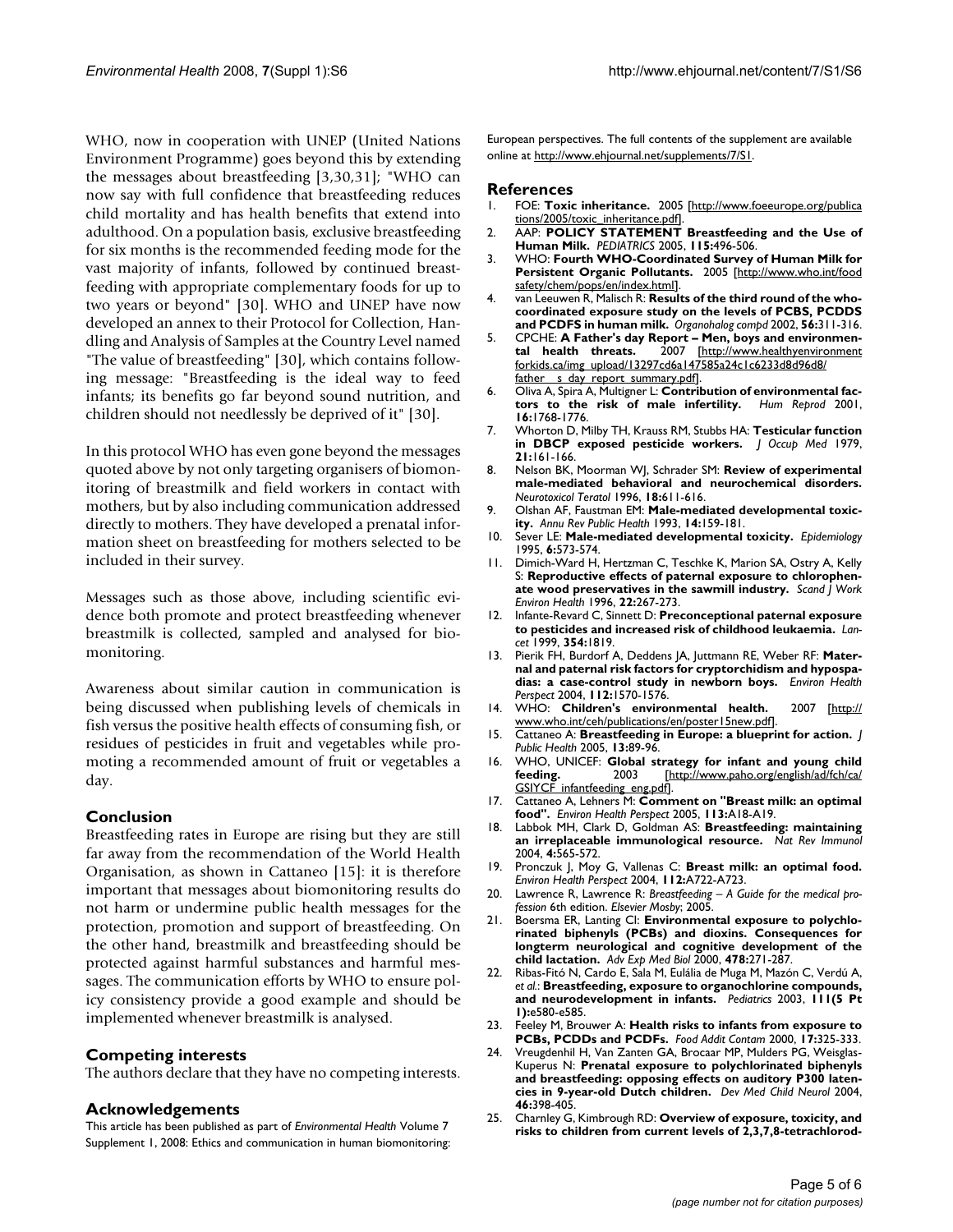WHO, now in cooperation with UNEP (United Nations Environment Programme) goes beyond this by extending the messages about breastfeeding [3,30,31]; "WHO can now say with full confidence that breastfeeding reduces child mortality and has health benefits that extend into adulthood. On a population basis, exclusive breastfeeding for six months is the recommended feeding mode for the vast majority of infants, followed by continued breastfeeding with appropriate complementary foods for up to two years or beyond" [30]. WHO and UNEP have now developed an annex to their Protocol for Collection, Handling and Analysis of Samples at the Country Level named "The value of breastfeeding" [30], which contains following message: "Breastfeeding is the ideal way to feed infants; its benefits go far beyond sound nutrition, and children should not needlessly be deprived of it" [30].

In this protocol WHO has even gone beyond the messages quoted above by not only targeting organisers of biomonitoring of breastmilk and field workers in contact with mothers, but by also including communication addressed directly to mothers. They have developed a prenatal information sheet on breastfeeding for mothers selected to be included in their survey.

Messages such as those above, including scientific evidence both promote and protect breastfeeding whenever breastmilk is collected, sampled and analysed for biomonitoring.

Awareness about similar caution in communication is being discussed when publishing levels of chemicals in fish versus the positive health effects of consuming fish, or residues of pesticides in fruit and vegetables while promoting a recommended amount of fruit or vegetables a day.

## Conclusion

Breastfeeding rates in Europe are rising but they are still far away from the recommendation of the World Health Organisation, as shown in Cattaneo [15]: it is therefore important that messages about biomonitoring results do not harm or undermine public health messages for the protection, promotion and support of breastfeeding. On the other hand, breastmilk and breastfeeding should be protected against harmful substances and harmful messages. The communication efforts by WHO to ensure policy consistency provide a good example and should be implemented whenever breastmilk is analysed.

## Competing interests

The authors declare that they have no competing interests.

## Acknowledgements

This article has been published as part of *Environmental Health* Volume 7 Supplement 1, 2008: Ethics and communication in human biomonitoring: European perspectives. The full contents of the supplement are available online at http://www.ehjournal.net/supplements/7/S1.

## References

1. FOE: **Toxic inheritance.** 2005 [http://www.foeeurope.org/publications/2005/toxic_inheritance.pdf].
2. AAP: **POLICY STATEMENT Breastfeeding and the Use of Human Milk.** *PEDIATRICS* 2005, **115:**496-506.
3. WHO: **Fourth WHO-Coordinated Survey of Human Milk for Persistent Organic Pollutants.** 2005 [http://www.who.int/foodsafety/chem/pops/en/index.html].
4. van Leeuwen R, Malisch R: **Results of the third round of the who-coordinated exposure study on the levels of PCBS, PCDDS and PCDFS in human milk.** *Organohalog compd* 2002, **56:**311-316.
5. CPCHE: **A Father's day Report – Men, boys and environmental health threats.** 2007 [http://www.healthyenvironmentforkids.ca/img_upload/13297cd6a147585a24c1c6233d8d96d8/father__s_day_report_summary.pdf].
6. Oliva A, Spira A, Multigner L: **Contribution of environmental factors to the risk of male infertility.** *Hum Reprod* 2001, **16:**1768-1776.
7. Whorton D, Milby TH, Krauss RM, Stubbs HA: **Testicular function in DBCP exposed pesticide workers.** *J Occup Med* 1979, **21:**161-166.
8. Nelson BK, Moorman WJ, Schrader SM: **Review of experimental male-mediated behavioral and neurochemical disorders.** *Neurotoxicol Teratol* 1996, **18:**611-616.
9. Olshan AF, Faustman EM: **Male-mediated developmental toxicity.** *Annu Rev Public Health* 1993, **14:**159-181.
10. Sever LE: **Male-mediated developmental toxicity.** *Epidemiology* 1995, **6:**573-574.
11. Dimich-Ward H, Hertzman C, Teschke K, Marion SA, Ostry A, Kelly S: **Reproductive effects of paternal exposure to chlorophenate wood preservatives in the sawmill industry.** *Scand J Work Environ Health* 1996, **22:**267-273.
12. Infante-Revard C, Sinnett D: **Preconceptional paternal exposure to pesticides and increased risk of childhood leukaemia.** *Lancet* 1999, **354:**1819.
13. Pierik FH, Burdorf A, Deddens JA, Juttmann RE, Weber RF: **Maternal and paternal risk factors for cryptorchidism and hypospadias: a case-control study in newborn boys.** *Environ Health Perspect* 2004, **112:**1570-1576.
14. WHO: **Children's environmental health.** 2007 [http://www.who.int/ceh/publications/en/poster15new.pdf].
15. Cattaneo A: **Breastfeeding in Europe: a blueprint for action.** *J Public Health* 2005, **13:**89-96.
16. WHO, UNICEF: **Global strategy for infant and young child feeding.** 2003 [http://www.paho.org/english/ad/fch/ca/GSIYCF_infantfeeding_eng.pdf].
17. Cattaneo A, Lehners M: **Comment on "Breast milk: an optimal food".** *Environ Health Perspect* 2005, **113:**A18-A19.
18. Labbok MH, Clark D, Goldman AS: **Breastfeeding: maintaining an irreplaceable immunological resource.** *Nat Rev Immunol* 2004, **4:**565-572.
19. Pronczuk J, Moy G, Vallenas C: **Breast milk: an optimal food.** *Environ Health Perspect* 2004, **112:**A722-A723.
20. Lawrence R, Lawrence R: *Breastfeeding – A Guide for the medical profession* 6th edition. *Elsevier Mosby*; 2005.
21. Boersma ER, Lanting CI: **Environmental exposure to polychlorinated biphenyls (PCBs) and dioxins. Consequences for longterm neurological and cognitive development of the child lactation.** *Adv Exp Med Biol* 2000, **478:**271-287.
22. Ribas-Fitó N, Cardo E, Sala M, Eulália de Muga M, Mazón C, Verdú A, *et al.*: **Breastfeeding, exposure to organochlorine compounds, and neurodevelopment in infants.** *Pediatrics* 2003, **111(5 Pt 1):**e580-e585.
23. Feeley M, Brouwer A: **Health risks to infants from exposure to PCBs, PCDDs and PCDFs.** *Food Addit Contam* 2000, **17:**325-333.
24. Vreugdenhil H, Van Zanten GA, Brocaar MP, Mulders PG, Weisglas-Kuperus N: **Prenatal exposure to polychlorinated biphenyls and breastfeeding: opposing effects on auditory P300 latencies in 9-year-old Dutch children.** *Dev Med Child Neurol* 2004, **46:**398-405.
25. Charnley G, Kimbrough RD: **Overview of exposure, toxicity, and risks to children from current levels of 2,3,7,8-tetrachlorod-**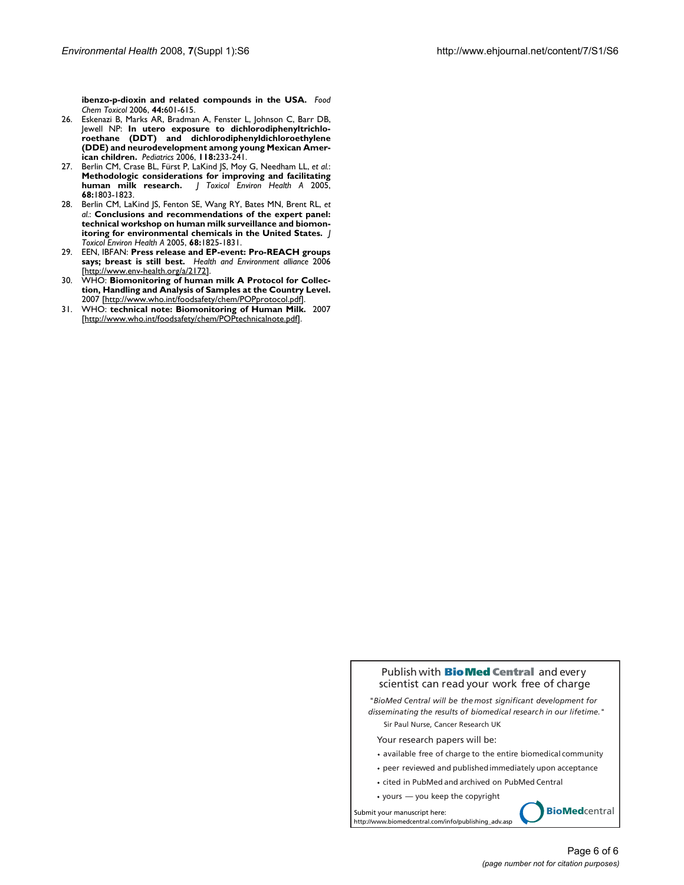**ibenzo-p-dioxin and related compounds in the USA.** *Food Chem Toxicol* 2006, **44:**601-615.

26. Eskenazi B, Marks AR, Bradman A, Fenster L, Johnson C, Barr DB, Jewell NP: **In utero exposure to dichlorodiphenyltrichloroethane (DDT) and dichlorodiphenyldichloroethylene (DDE) and neurodevelopment among young Mexican American children.** *Pediatrics* 2006, **118:**233-241.
27. Berlin CM, Crase BL, Fürst P, LaKind JS, Moy G, Needham LL, *et al.*: **Methodologic considerations for improving and facilitating human milk research.** *J Toxicol Environ Health A* 2005, **68:**1803-1823.
28. Berlin CM, LaKind JS, Fenton SE, Wang RY, Bates MN, Brent RL, *et al.*: **Conclusions and recommendations of the expert panel: technical workshop on human milk surveillance and biomonitoring for environmental chemicals in the United States.** *J Toxicol Environ Health A* 2005, **68:**1825-1831.
29. EEN, IBFAN: **Press release and EP-event: Pro-REACH groups says; breast is still best.** *Health and Environment alliance* 2006 [http://www.env-health.org/a/2172].
30. WHO: **Biomonitoring of human milk A Protocol for Collection, Handling and Analysis of Samples at the Country Level.** 2007 [http://www.who.int/foodsafety/chem/POPprotocol.pdf].
31. WHO: **technical note: Biomonitoring of Human Milk.** 2007 [http://www.who.int/foodsafety/chem/POPtechnicalnote.pdf].

Publish with **BioMed Central** and every scientist can read your work free of charge

*"BioMed Central will be the most significant development for disseminating the results of biomedical research in our lifetime."*

Sir Paul Nurse, Cancer Research UK

Your research papers will be:

- available free of charge to the entire biomedical community
- peer reviewed and published immediately upon acceptance
- cited in PubMed and archived on PubMed Central
- yours — you keep the copyright

Submit your manuscript here:
http://www.biomedcentral.com/info/publishing_adv.asp

**BioMed**central